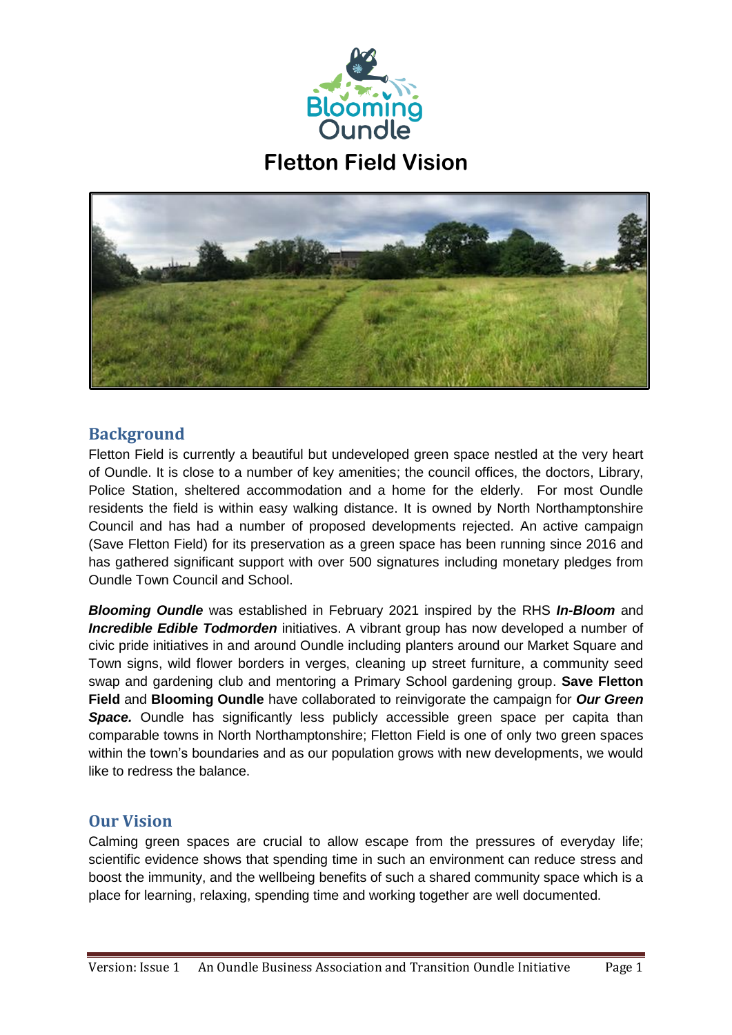Blooming Oundle

# Fletton Field Vision

## Background

Fletton Field is currently a beautiful but undeveloped green space nestled at the very heart of Oundle. It is close to a number of key amenities; the council offices, the doctors, Library, Police Station, sheltered accommodation and a home for the elderly. For most Oundle residents the field is within easy walking distance. It is owned by North Northamptonshire Council and has had a number of proposed developments rejected. An active campaign (Save Fletton Field) for its preservation as a green space has been running since 2016 and has gathered significant support with over 500 signatures including monetary pledges from Oundle Town Council and School.

***Blooming Oundle*** was established in February 2021 inspired by the RHS ***In-Bloom*** and ***Incredible Edible Todmorden*** initiatives. A vibrant group has now developed a number of civic pride initiatives in and around Oundle including planters around our Market Square and Town signs, wild flower borders in verges, cleaning up street furniture, a community seed swap and gardening club and mentoring a Primary School gardening group. **Save Fletton Field** and **Blooming Oundle** have collaborated to reinvigorate the campaign for ***Our Green Space.*** Oundle has significantly less publicly accessible green space per capita than comparable towns in North Northamptonshire; Fletton Field is one of only two green spaces within the town's boundaries and as our population grows with new developments, we would like to redress the balance.

## Our Vision

Calming green spaces are crucial to allow escape from the pressures of everyday life; scientific evidence shows that spending time in such an environment can reduce stress and boost the immunity, and the wellbeing benefits of such a shared community space which is a place for learning, relaxing, spending time and working together are well documented.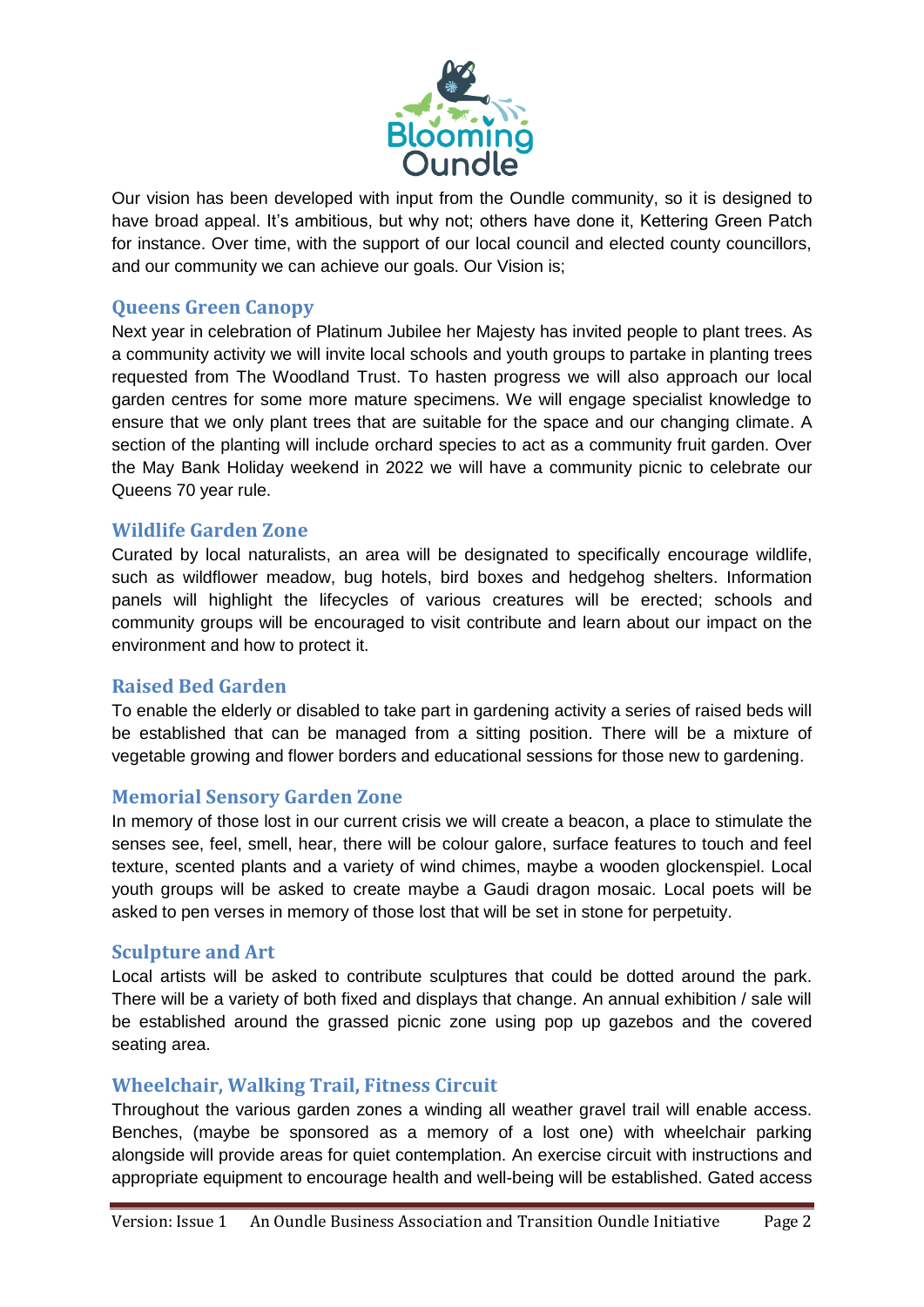Our vision has been developed with input from the Oundle community, so it is designed to have broad appeal. It's ambitious, but why not; others have done it, Kettering Green Patch for instance. Over time, with the support of our local council and elected county councillors, and our community we can achieve our goals. Our Vision is;

## Queens Green Canopy

Next year in celebration of Platinum Jubilee her Majesty has invited people to plant trees. As a community activity we will invite local schools and youth groups to partake in planting trees requested from The Woodland Trust. To hasten progress we will also approach our local garden centres for some more mature specimens. We will engage specialist knowledge to ensure that we only plant trees that are suitable for the space and our changing climate. A section of the planting will include orchard species to act as a community fruit garden. Over the May Bank Holiday weekend in 2022 we will have a community picnic to celebrate our Queens 70 year rule.

## Wildlife Garden Zone

Curated by local naturalists, an area will be designated to specifically encourage wildlife, such as wildflower meadow, bug hotels, bird boxes and hedgehog shelters. Information panels will highlight the lifecycles of various creatures will be erected; schools and community groups will be encouraged to visit contribute and learn about our impact on the environment and how to protect it.

## Raised Bed Garden

To enable the elderly or disabled to take part in gardening activity a series of raised beds will be established that can be managed from a sitting position. There will be a mixture of vegetable growing and flower borders and educational sessions for those new to gardening.

## Memorial Sensory Garden Zone

In memory of those lost in our current crisis we will create a beacon, a place to stimulate the senses see, feel, smell, hear, there will be colour galore, surface features to touch and feel texture, scented plants and a variety of wind chimes, maybe a wooden glockenspiel. Local youth groups will be asked to create maybe a Gaudi dragon mosaic. Local poets will be asked to pen verses in memory of those lost that will be set in stone for perpetuity.

## Sculpture and Art

Local artists will be asked to contribute sculptures that could be dotted around the park. There will be a variety of both fixed and displays that change. An annual exhibition / sale will be established around the grassed picnic zone using pop up gazebos and the covered seating area.

## Wheelchair, Walking Trail, Fitness Circuit

Throughout the various garden zones a winding all weather gravel trail will enable access. Benches, (maybe be sponsored as a memory of a lost one) with wheelchair parking alongside will provide areas for quiet contemplation. An exercise circuit with instructions and appropriate equipment to encourage health and well-being will be established. Gated access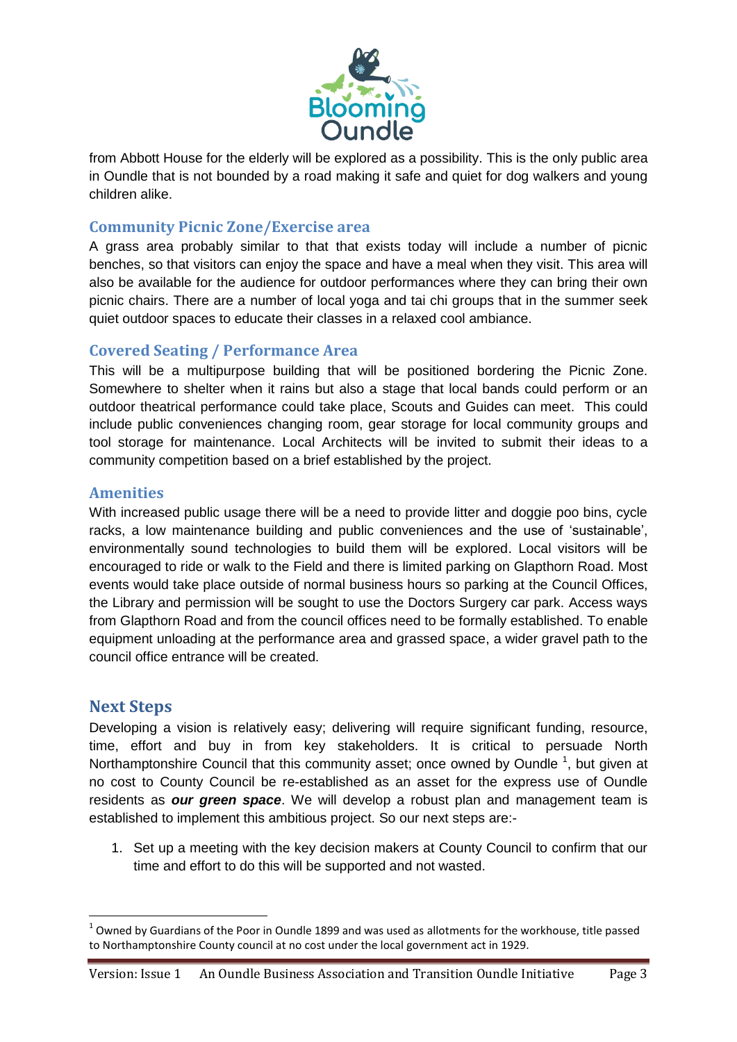from Abbott House for the elderly will be explored as a possibility. This is the only public area in Oundle that is not bounded by a road making it safe and quiet for dog walkers and young children alike.

### Community Picnic Zone/Exercise area

A grass area probably similar to that that exists today will include a number of picnic benches, so that visitors can enjoy the space and have a meal when they visit. This area will also be available for the audience for outdoor performances where they can bring their own picnic chairs. There are a number of local yoga and tai chi groups that in the summer seek quiet outdoor spaces to educate their classes in a relaxed cool ambiance.

### Covered Seating / Performance Area

This will be a multipurpose building that will be positioned bordering the Picnic Zone. Somewhere to shelter when it rains but also a stage that local bands could perform or an outdoor theatrical performance could take place, Scouts and Guides can meet. This could include public conveniences changing room, gear storage for local community groups and tool storage for maintenance. Local Architects will be invited to submit their ideas to a community competition based on a brief established by the project.

### Amenities

With increased public usage there will be a need to provide litter and doggie poo bins, cycle racks, a low maintenance building and public conveniences and the use of 'sustainable', environmentally sound technologies to build them will be explored. Local visitors will be encouraged to ride or walk to the Field and there is limited parking on Glapthorn Road. Most events would take place outside of normal business hours so parking at the Council Offices, the Library and permission will be sought to use the Doctors Surgery car park. Access ways from Glapthorn Road and from the council offices need to be formally established. To enable equipment unloading at the performance area and grassed space, a wider gravel path to the council office entrance will be created.

## Next Steps

Developing a vision is relatively easy; delivering will require significant funding, resource, time, effort and buy in from key stakeholders. It is critical to persuade North Northamptonshire Council that this community asset; once owned by Oundle [1], but given at no cost to County Council be re-established as an asset for the express use of Oundle residents as ***our green space***. We will develop a robust plan and management team is established to implement this ambitious project. So our next steps are:-

1. Set up a meeting with the key decision makers at County Council to confirm that our time and effort to do this will be supported and not wasted.

[1] Owned by Guardians of the Poor in Oundle 1899 and was used as allotments for the workhouse, title passed to Northamptonshire County council at no cost under the local government act in 1929.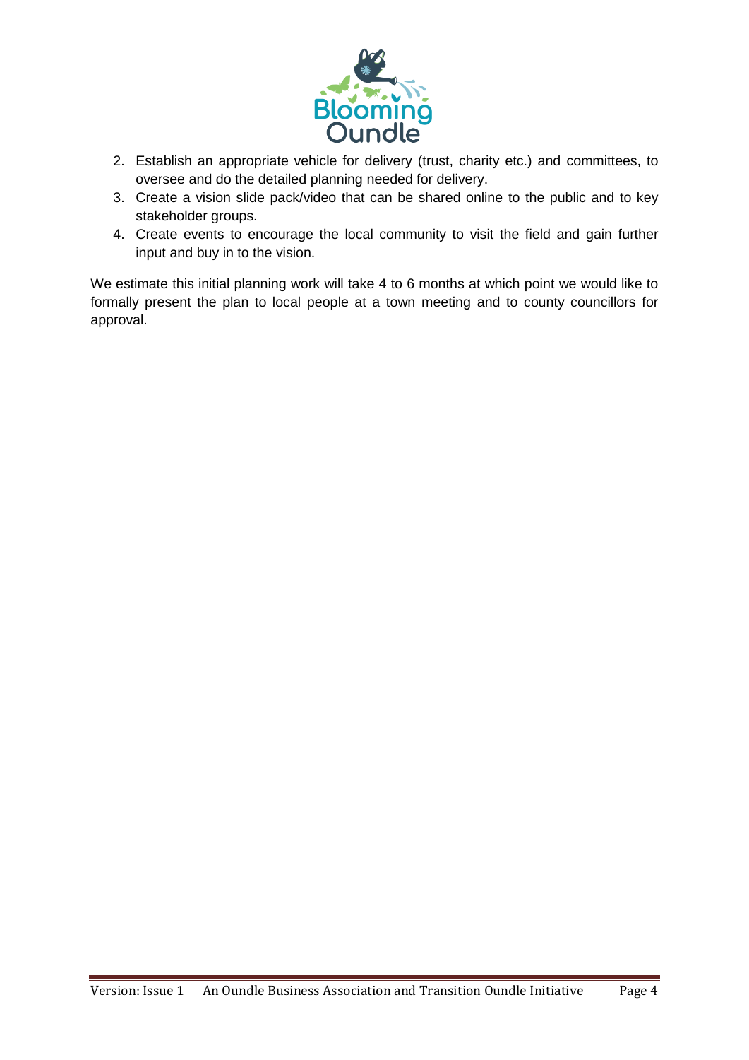2. Establish an appropriate vehicle for delivery (trust, charity etc.) and committees, to oversee and do the detailed planning needed for delivery.
3. Create a vision slide pack/video that can be shared online to the public and to key stakeholder groups.
4. Create events to encourage the local community to visit the field and gain further input and buy in to the vision.

We estimate this initial planning work will take 4 to 6 months at which point we would like to formally present the plan to local people at a town meeting and to county councillors for approval.